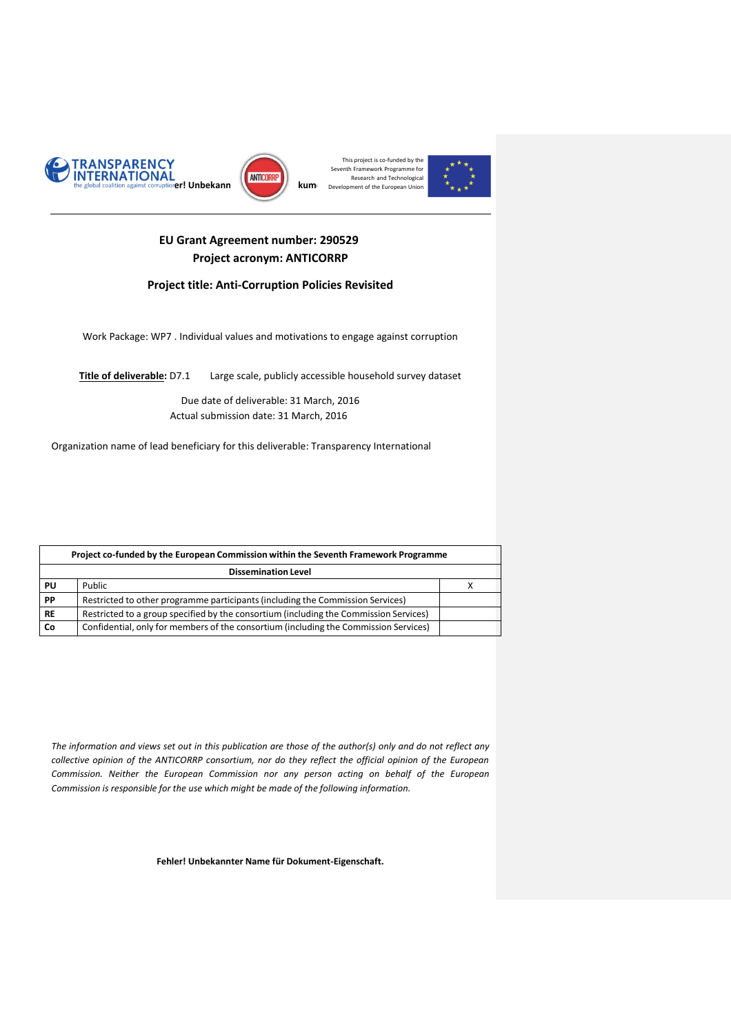Fehler! Unbekannter Name für Dokument-Eigenschaft.

This project is co-funded by the Seventh Framework Programme for Research and Technological Development of the European Union

**EU Grant Agreement number: 290529**

**Project acronym: ANTICORRP**

**Project title: Anti-Corruption Policies Revisited**

Work Package: WP7 . Individual values and motivations to engage against corruption

**Title of deliverable:** D7.1 Large scale, publicly accessible household survey dataset

Due date of deliverable: 31 March, 2016

Actual submission date: 31 March, 2016

Organization name of lead beneficiary for this deliverable: Transparency International

| **Project co-funded by the European Commission within the Seventh Framework Programme** | | |
|---|---|---|
| **Dissemination Level** | | |
| **PU** | Public | X |
| **PP** | Restricted to other programme participants (including the Commission Services) | |
| **RE** | Restricted to a group specified by the consortium (including the Commission Services) | |
| **Co** | Confidential, only for members of the consortium (including the Commission Services) | |

*The information and views set out in this publication are those of the author(s) only and do not reflect any collective opinion of the ANTICORRP consortium, nor do they reflect the official opinion of the European Commission. Neither the European Commission nor any person acting on behalf of the European Commission is responsible for the use which might be made of the following information.*

**Fehler! Unbekannter Name für Dokument-Eigenschaft.**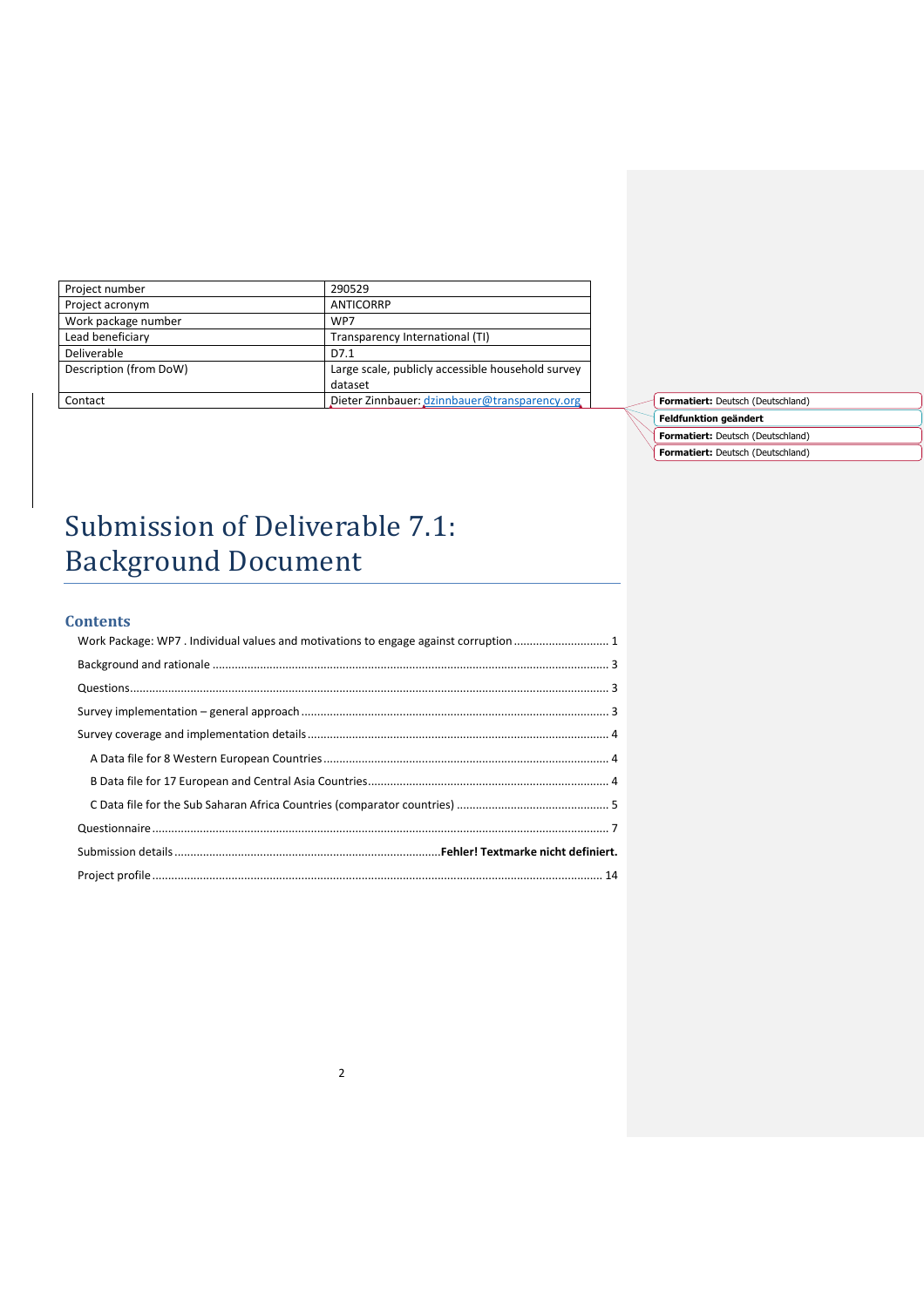| Project number | 290529 |
|---|---|
| Project acronym | ANTICORRP |
| Work package number | WP7 |
| Lead beneficiary | Transparency International (TI) |
| Deliverable | D7.1 |
| Description (from DoW) | Large scale, publicly accessible household survey dataset |
| Contact | Dieter Zinnbauer: dzinnbauer@transparency.org |

# Submission of Deliverable 7.1: Background Document

## Contents

Work Package: WP7 . Individual values and motivations to engage against corruption ........ 1

Background and rationale ........ 3

Questions ........ 3

Survey implementation – general approach ........ 3

Survey coverage and implementation details ........ 4

A Data file for 8 Western European Countries ........ 4

B Data file for 17 European and Central Asia Countries ........ 4

C Data file for the Sub Saharan Africa Countries (comparator countries) ........ 5

Questionnaire ........ 7

Submission details ........ **Fehler! Textmarke nicht definiert.**

Project profile ........ 14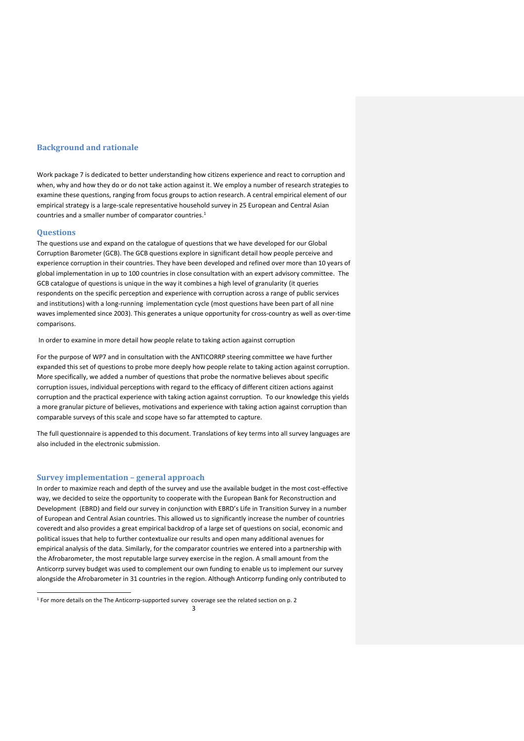## Background and rationale

Work package 7 is dedicated to better understanding how citizens experience and react to corruption and when, why and how they do or do not take action against it. We employ a number of research strategies to examine these questions, ranging from focus groups to action research. A central empirical element of our empirical strategy is a large-scale representative household survey in 25 European and Central Asian countries and a smaller number of comparator countries.[1]

## Questions

The questions use and expand on the catalogue of questions that we have developed for our Global Corruption Barometer (GCB). The GCB questions explore in significant detail how people perceive and experience corruption in their countries. They have been developed and refined over more than 10 years of global implementation in up to 100 countries in close consultation with an expert advisory committee. The GCB catalogue of questions is unique in the way it combines a high level of granularity (it queries respondents on the specific perception and experience with corruption across a range of public services and institutions) with a long-running implementation cycle (most questions have been part of all nine waves implemented since 2003). This generates a unique opportunity for cross-country as well as over-time comparisons.

In order to examine in more detail how people relate to taking action against corruption

For the purpose of WP7 and in consultation with the ANTICORRP steering committee we have further expanded this set of questions to probe more deeply how people relate to taking action against corruption. More specifically, we added a number of questions that probe the normative believes about specific corruption issues, individual perceptions with regard to the efficacy of different citizen actions against corruption and the practical experience with taking action against corruption. To our knowledge this yields a more granular picture of believes, motivations and experience with taking action against corruption than comparable surveys of this scale and scope have so far attempted to capture.

The full questionnaire is appended to this document. Translations of key terms into all survey languages are also included in the electronic submission.

## Survey implementation – general approach

In order to maximize reach and depth of the survey and use the available budget in the most cost-effective way, we decided to seize the opportunity to cooperate with the European Bank for Reconstruction and Development (EBRD) and field our survey in conjunction with EBRD's Life in Transition Survey in a number of European and Central Asian countries. This allowed us to significantly increase the number of countries coveredt and also provides a great empirical backdrop of a large set of questions on social, economic and political issues that help to further contextualize our results and open many additional avenues for empirical analysis of the data. Similarly, for the comparator countries we entered into a partnership with the Afrobarometer, the most reputable large survey exercise in the region. A small amount from the Anticorrp survey budget was used to complement our own funding to enable us to implement our survey alongside the Afrobarometer in 31 countries in the region. Although Anticorrp funding only contributed to

[1] For more details on the The Anticorrp-supported survey coverage see the related section on p. 2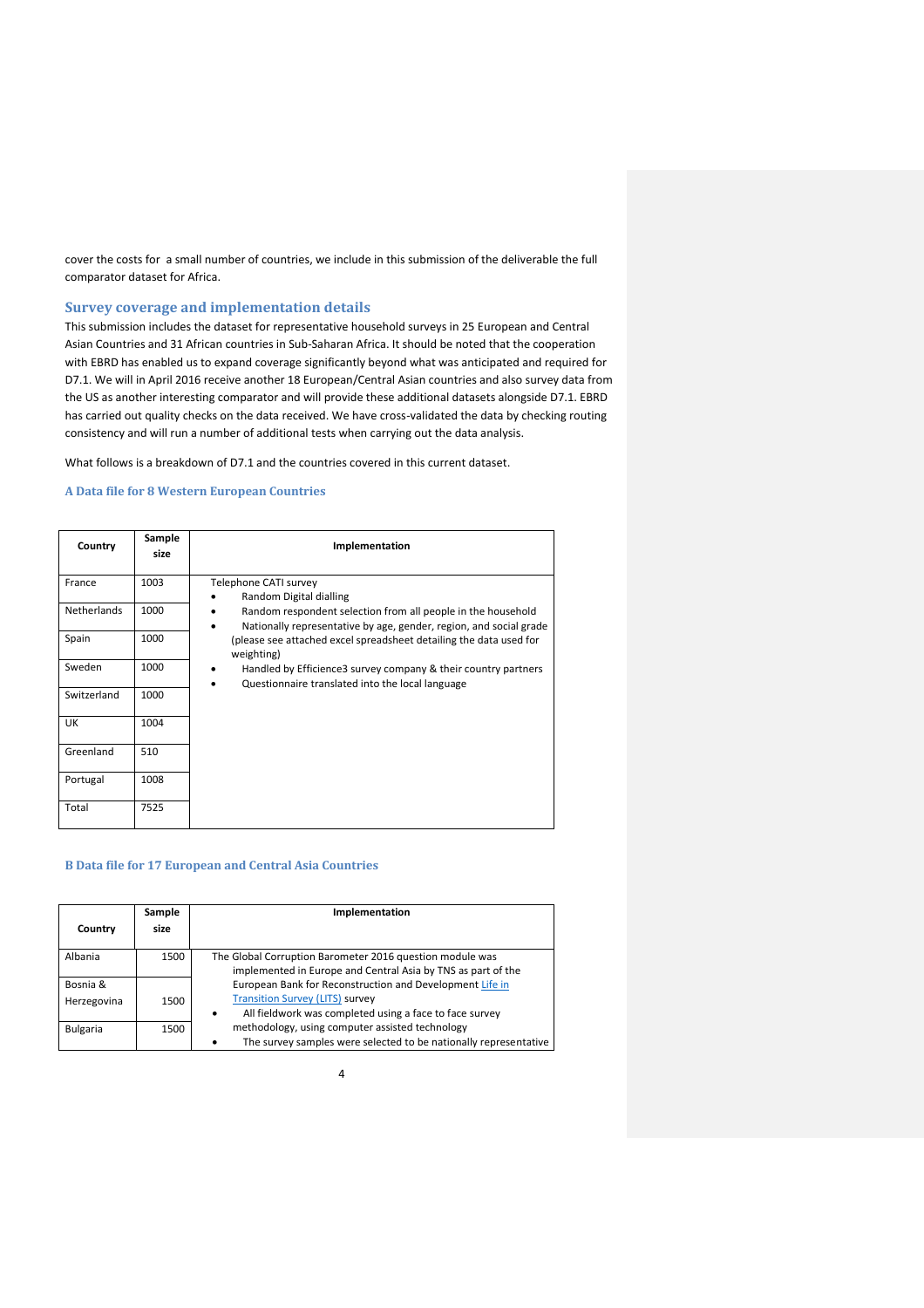cover the costs for a small number of countries, we include in this submission of the deliverable the full comparator dataset for Africa.

## Survey coverage and implementation details

This submission includes the dataset for representative household surveys in 25 European and Central Asian Countries and 31 African countries in Sub-Saharan Africa. It should be noted that the cooperation with EBRD has enabled us to expand coverage significantly beyond what was anticipated and required for D7.1. We will in April 2016 receive another 18 European/Central Asian countries and also survey data from the US as another interesting comparator and will provide these additional datasets alongside D7.1. EBRD has carried out quality checks on the data received. We have cross-validated the data by checking routing consistency and will run a number of additional tests when carrying out the data analysis.

What follows is a breakdown of D7.1 and the countries covered in this current dataset.

### A Data file for 8 Western European Countries

| Country | Sample size | Implementation |
|---|---|---|
| France | 1003 | Telephone CATI survey<br>• Random Digital dialling<br>• Random respondent selection from all people in the household<br>• Nationally representative by age, gender, region, and social grade (please see attached excel spreadsheet detailing the data used for weighting)<br>• Handled by Efficience3 survey company & their country partners<br>• Questionnaire translated into the local language |
| Netherlands | 1000 | |
| Spain | 1000 | |
| Sweden | 1000 | |
| Switzerland | 1000 | |
| UK | 1004 | |
| Greenland | 510 | |
| Portugal | 1008 | |
| Total | 7525 | |

### B Data file for 17 European and Central Asia Countries

| Country | Sample size | Implementation |
|---|---|---|
| Albania | 1500 | The Global Corruption Barometer 2016 question module was implemented in Europe and Central Asia by TNS as part of the European Bank for Reconstruction and Development [Life in Transition Survey (LITS)] survey<br>• All fieldwork was completed using a face to face survey methodology, using computer assisted technology<br>• The survey samples were selected to be nationally representative |
| Bosnia & Herzegovina | 1500 | |
| Bulgaria | 1500 | |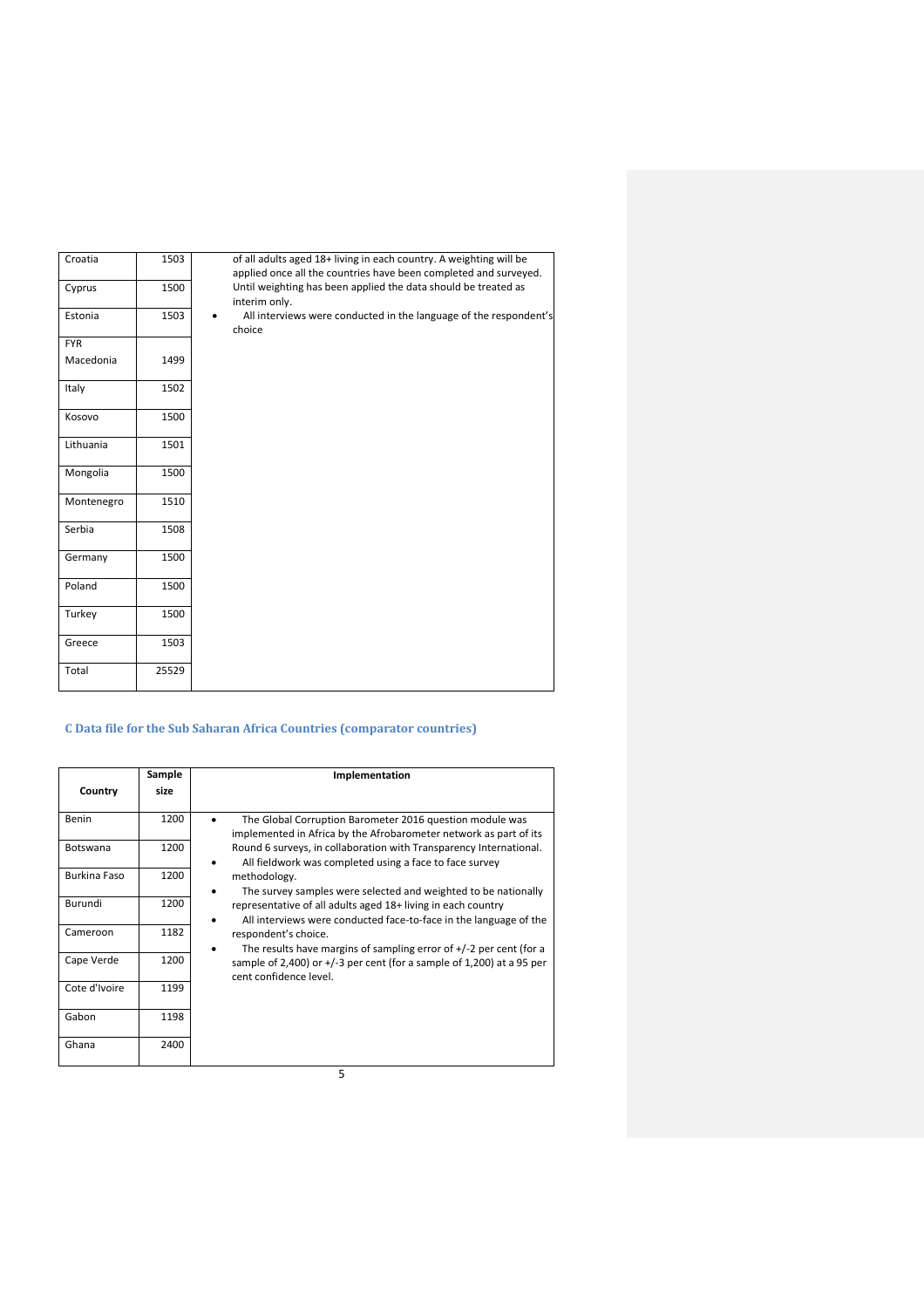| Country | Sample size | Implementation |
|---|---|---|
| Croatia | 1503 | of all adults aged 18+ living in each country. A weighting will be applied once all the countries have been completed and surveyed. Until weighting has been applied the data should be treated as interim only.<br>• All interviews were conducted in the language of the respondent's choice |
| Cyprus | 1500 | |
| Estonia | 1503 | |
| FYR Macedonia | 1499 | |
| Italy | 1502 | |
| Kosovo | 1500 | |
| Lithuania | 1501 | |
| Mongolia | 1500 | |
| Montenegro | 1510 | |
| Serbia | 1508 | |
| Germany | 1500 | |
| Poland | 1500 | |
| Turkey | 1500 | |
| Greece | 1503 | |
| Total | 25529 | |

### C Data file for the Sub Saharan Africa Countries (comparator countries)

| Country | Sample size | Implementation |
|---|---|---|
| Benin | 1200 | • The Global Corruption Barometer 2016 question module was implemented in Africa by the Afrobarometer network as part of its Round 6 surveys, in collaboration with Transparency International.<br>• All fieldwork was completed using a face to face survey methodology.<br>• The survey samples were selected and weighted to be nationally representative of all adults aged 18+ living in each country<br>• All interviews were conducted face-to-face in the language of the respondent's choice.<br>• The results have margins of sampling error of +/-2 per cent (for a sample of 2,400) or +/-3 per cent (for a sample of 1,200) at a 95 per cent confidence level. |
| Botswana | 1200 | |
| Burkina Faso | 1200 | |
| Burundi | 1200 | |
| Cameroon | 1182 | |
| Cape Verde | 1200 | |
| Cote d'Ivoire | 1199 | |
| Gabon | 1198 | |
| Ghana | 2400 | |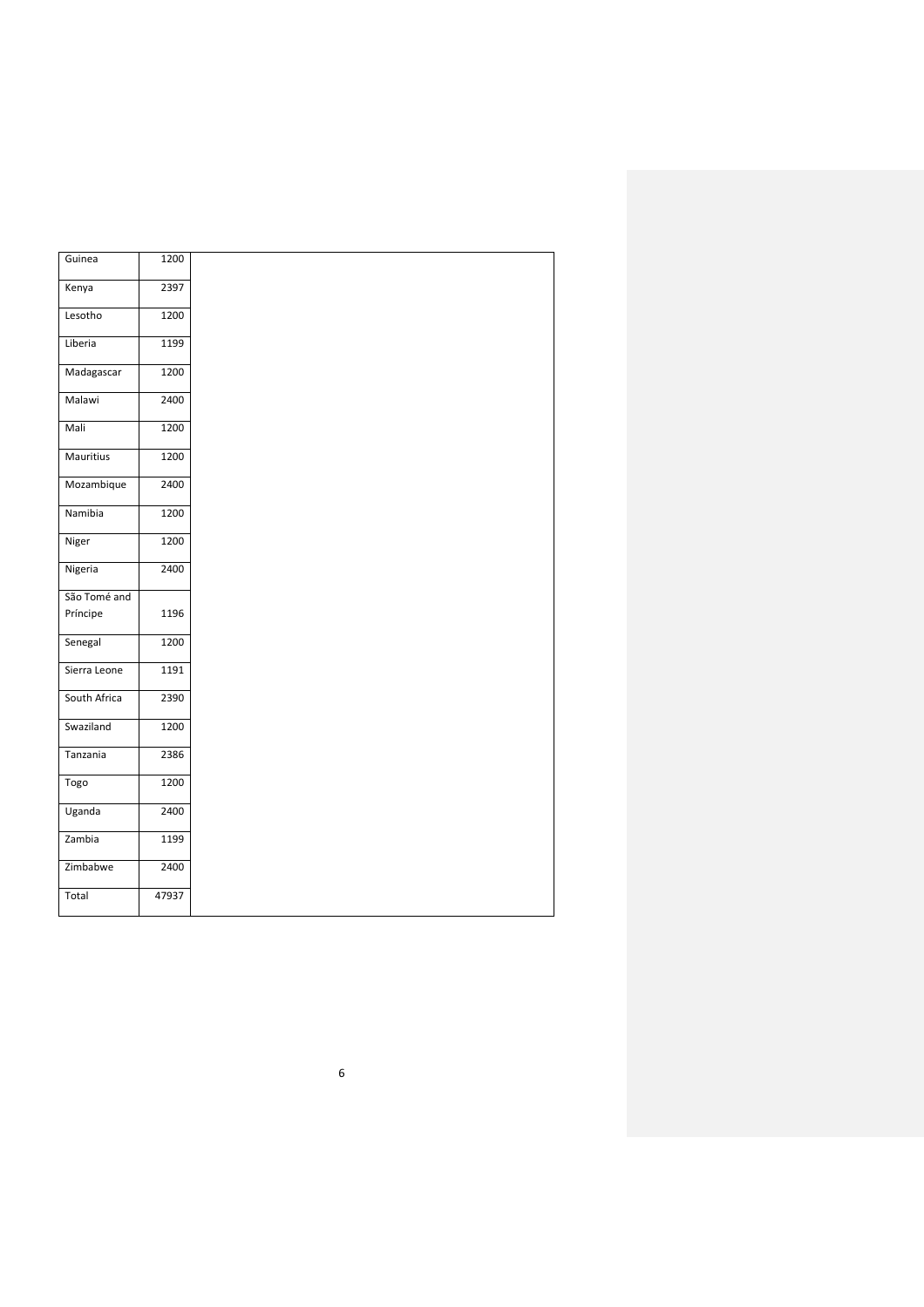| | | |
|---|---|---|
| Guinea | 1200 | |
| Kenya | 2397 | |
| Lesotho | 1200 | |
| Liberia | 1199 | |
| Madagascar | 1200 | |
| Malawi | 2400 | |
| Mali | 1200 | |
| Mauritius | 1200 | |
| Mozambique | 2400 | |
| Namibia | 1200 | |
| Niger | 1200 | |
| Nigeria | 2400 | |
| São Tomé and Príncipe | 1196 | |
| Senegal | 1200 | |
| Sierra Leone | 1191 | |
| South Africa | 2390 | |
| Swaziland | 1200 | |
| Tanzania | 2386 | |
| Togo | 1200 | |
| Uganda | 2400 | |
| Zambia | 1199 | |
| Zimbabwe | 2400 | |
| Total | 47937 | |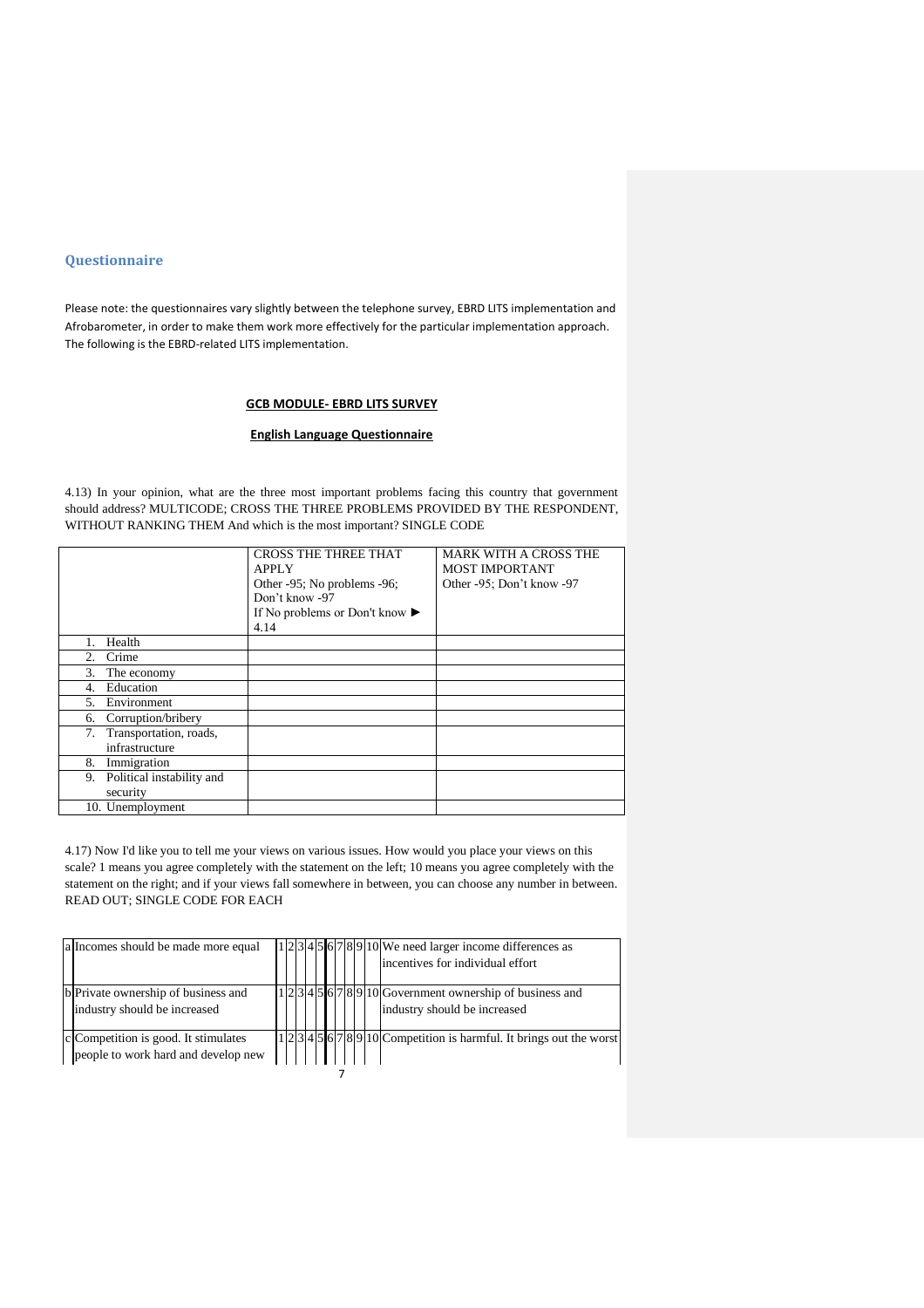## Questionnaire

Please note: the questionnaires vary slightly between the telephone survey, EBRD LITS implementation and Afrobarometer, in order to make them work more effectively for the particular implementation approach. The following is the EBRD-related LITS implementation.

**GCB MODULE- EBRD LITS SURVEY**

**English Language Questionnaire**

4.13) In your opinion, what are the three most important problems facing this country that government should address? MULTICODE; CROSS THE THREE PROBLEMS PROVIDED BY THE RESPONDENT, WITHOUT RANKING THEM And which is the most important? SINGLE CODE

| | CROSS THE THREE THAT APPLY<br>Other -95; No problems -96; Don't know -97<br>If No problems or Don't know ► 4.14 | MARK WITH A CROSS THE MOST IMPORTANT<br>Other -95; Don't know -97 |
|---|---|---|
| 1. Health | | |
| 2. Crime | | |
| 3. The economy | | |
| 4. Education | | |
| 5. Environment | | |
| 6. Corruption/bribery | | |
| 7. Transportation, roads, infrastructure | | |
| 8. Immigration | | |
| 9. Political instability and security | | |
| 10. Unemployment | | |

4.17) Now I'd like you to tell me your views on various issues. How would you place your views on this scale? 1 means you agree completely with the statement on the left; 10 means you agree completely with the statement on the right; and if your views fall somewhere in between, you can choose any number in between. READ OUT; SINGLE CODE FOR EACH

| | | 1 | 2 | 3 | 4 | 5 | 6 | 7 | 8 | 9 | 10 | |
|---|---|---|---|---|---|---|---|---|---|---|---|---|
| a | Incomes should be made more equal | 1 | 2 | 3 | 4 | 5 | 6 | 7 | 8 | 9 | 10 | We need larger income differences as incentives for individual effort |
| b | Private ownership of business and industry should be increased | 1 | 2 | 3 | 4 | 5 | 6 | 7 | 8 | 9 | 10 | Government ownership of business and industry should be increased |
| c | Competition is good. It stimulates people to work hard and develop new | 1 | 2 | 3 | 4 | 5 | 6 | 7 | 8 | 9 | 10 | Competition is harmful. It brings out the worst |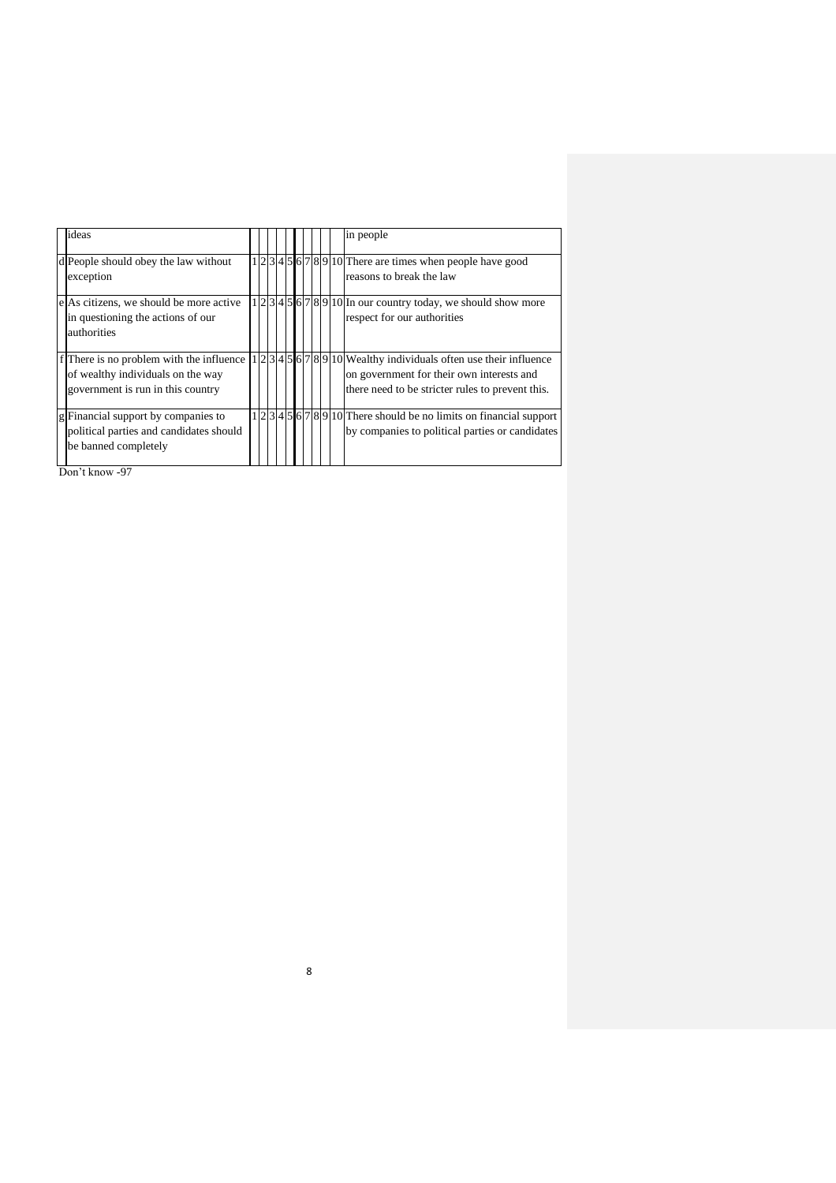| | | | | | | | | | | | | |
|---|---|---|---|---|---|---|---|---|---|---|---|---|
| | ideas | | | | | | | | | | | in people |
| d | People should obey the law without exception | 1 | 2 | 3 | 4 | 5 | 6 | 7 | 8 | 9 | 10 | There are times when people have good reasons to break the law |
| e | As citizens, we should be more active in questioning the actions of our authorities | 1 | 2 | 3 | 4 | 5 | 6 | 7 | 8 | 9 | 10 | In our country today, we should show more respect for our authorities |
| f | There is no problem with the influence of wealthy individuals on the way government is run in this country | 1 | 2 | 3 | 4 | 5 | 6 | 7 | 8 | 9 | 10 | Wealthy individuals often use their influence on government for their own interests and there need to be stricter rules to prevent this. |
| g | Financial support by companies to political parties and candidates should be banned completely | 1 | 2 | 3 | 4 | 5 | 6 | 7 | 8 | 9 | 10 | There should be no limits on financial support by companies to political parties or candidates |

Don't know -97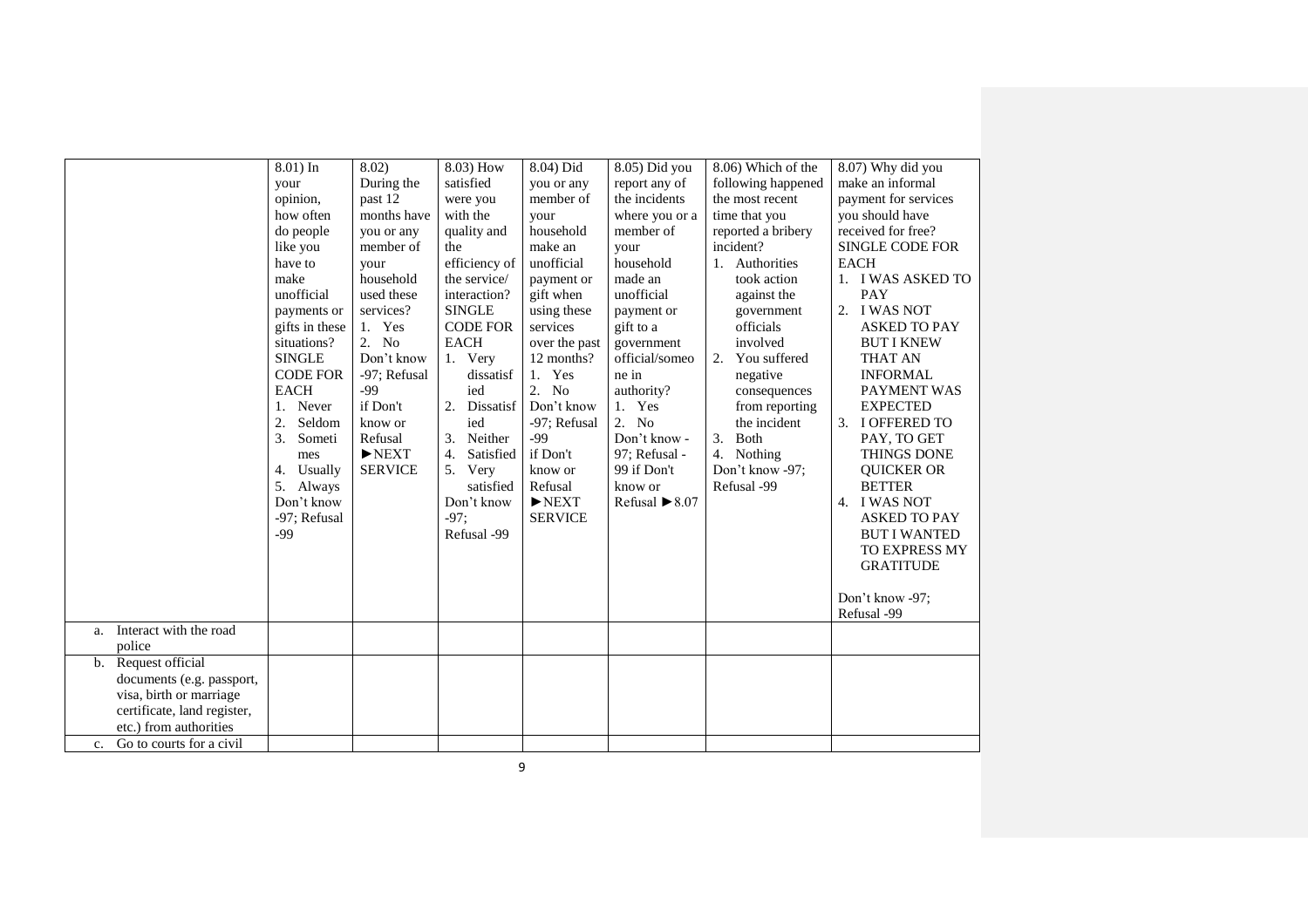| | 8.01) In your opinion, how often do people like you have to make unofficial payments or gifts in these situations? SINGLE CODE FOR EACH<br>1. Never<br>2. Seldom<br>3. Sometimes<br>4. Usually<br>5. Always<br>Don't know -97; Refusal -99 | 8.02) During the past 12 months have you or any member of your household used these services?<br>1. Yes<br>2. No<br>Don't know -97; Refusal -99 if Don't know or Refusal ►NEXT SERVICE | 8.03) How satisfied were you with the quality and the efficiency of the service/ interaction? SINGLE CODE FOR EACH<br>1. Very dissatisfied<br>2. Dissatisfied<br>3. Neither<br>4. Satisfied<br>5. Very satisfied<br>Don't know -97; Refusal -99 | 8.04) Did you or any member of your household make an unofficial payment or gift when using these services over the past 12 months?<br>1. Yes<br>2. No<br>Don't know -97; Refusal -99 if Don't know or Refusal ►NEXT SERVICE | 8.05) Did you report any of the incidents where you or a member of your household made an unofficial payment or gift to a government official/someone in authority?<br>1. Yes<br>2. No<br>Don't know -97; Refusal -99 if Don't know or Refusal ►8.07 | 8.06) Which of the following happened the most recent time that you reported a bribery incident?<br>1. Authorities took action against the government officials involved<br>2. You suffered negative consequences from reporting the incident<br>3. Both<br>4. Nothing<br>Don't know -97; Refusal -99 | 8.07) Why did you make an informal payment for services you should have received for free? SINGLE CODE FOR EACH<br>1. I WAS ASKED TO PAY<br>2. I WAS NOT ASKED TO PAY BUT I KNEW THAT AN INFORMAL PAYMENT WAS EXPECTED<br>3. I OFFERED TO PAY, TO GET THINGS DONE QUICKER OR BETTER<br>4. I WAS NOT ASKED TO PAY BUT I WANTED TO EXPRESS MY GRATITUDE<br><br>Don't know -97; Refusal -99 |
|---|---|---|---|---|---|---|---|
| a. Interact with the road police | | | | | | | |
| b. Request official documents (e.g. passport, visa, birth or marriage certificate, land register, etc.) from authorities | | | | | | | |
| c. Go to courts for a civil | | | | | | | |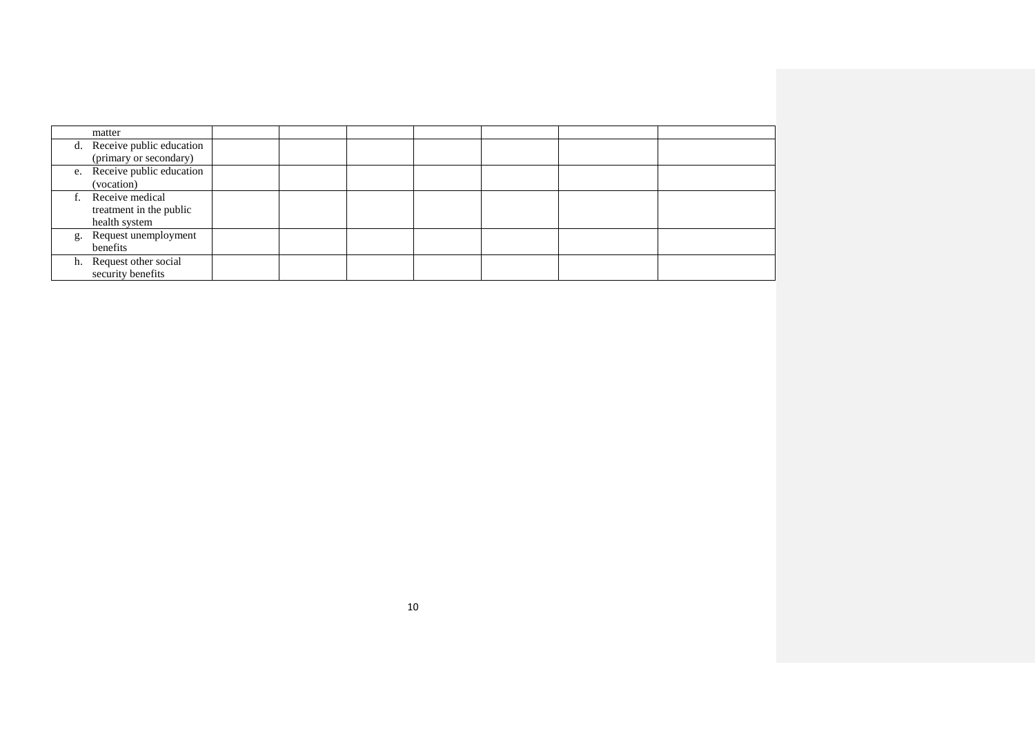| | | | | | | | |
|---|---|---|---|---|---|---|---|
| matter | | | | | | | |
| d. Receive public education (primary or secondary) | | | | | | | |
| e. Receive public education (vocation) | | | | | | | |
| f. Receive medical treatment in the public health system | | | | | | | |
| g. Request unemployment benefits | | | | | | | |
| h. Request other social security benefits | | | | | | | |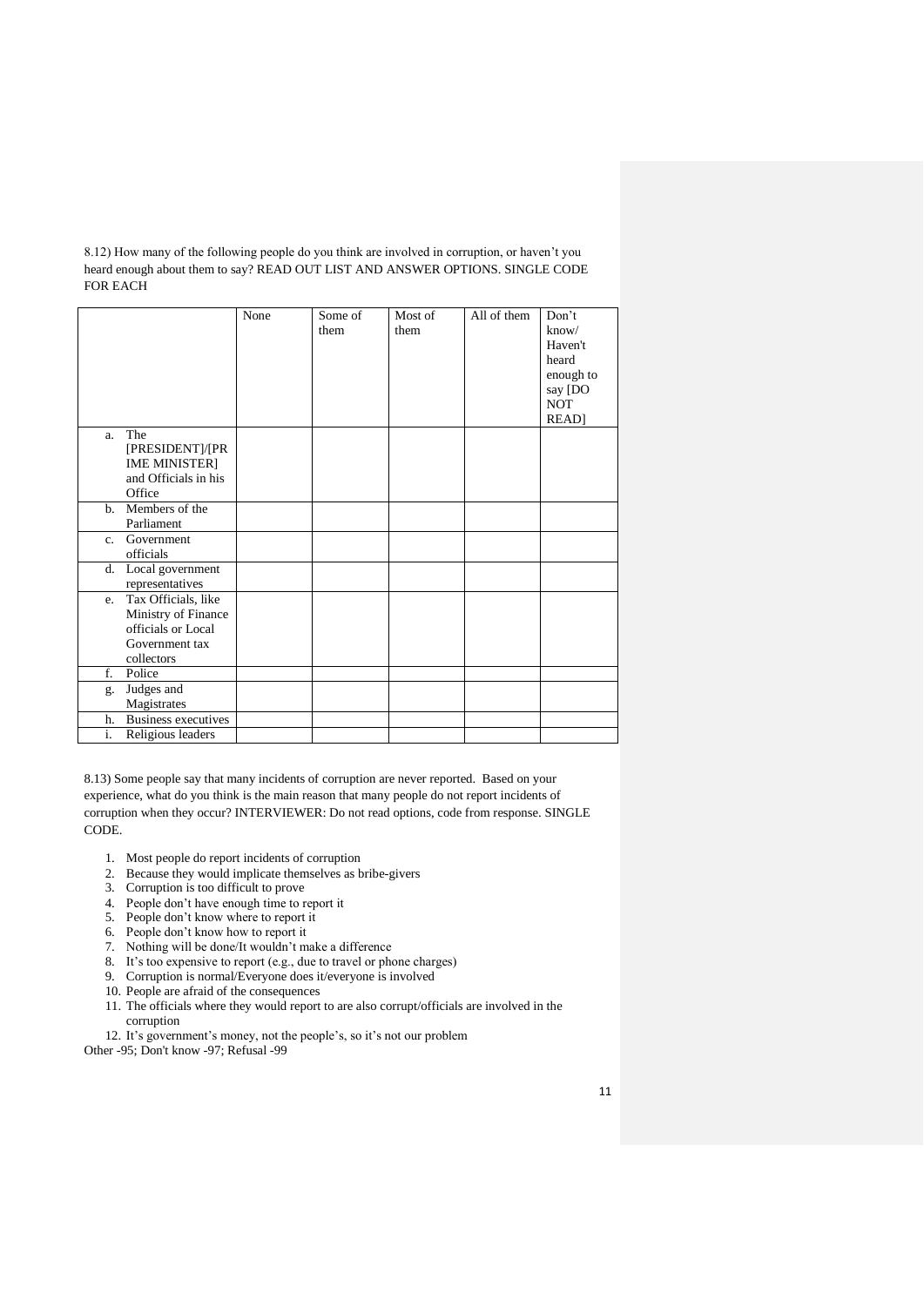8.12) How many of the following people do you think are involved in corruption, or haven't you heard enough about them to say? READ OUT LIST AND ANSWER OPTIONS. SINGLE CODE FOR EACH

| | None | Some of them | Most of them | All of them | Don't know/ Haven't heard enough to say [DO NOT READ] |
|---|---|---|---|---|---|
| a. The [PRESIDENT]/[PRIME MINISTER] and Officials in his Office | | | | | |
| b. Members of the Parliament | | | | | |
| c. Government officials | | | | | |
| d. Local government representatives | | | | | |
| e. Tax Officials, like Ministry of Finance officials or Local Government tax collectors | | | | | |
| f. Police | | | | | |
| g. Judges and Magistrates | | | | | |
| h. Business executives | | | | | |
| i. Religious leaders | | | | | |

8.13) Some people say that many incidents of corruption are never reported. Based on your experience, what do you think is the main reason that many people do not report incidents of corruption when they occur? INTERVIEWER: Do not read options, code from response. SINGLE CODE.

1. Most people do report incidents of corruption
2. Because they would implicate themselves as bribe-givers
3. Corruption is too difficult to prove
4. People don't have enough time to report it
5. People don't know where to report it
6. People don't know how to report it
7. Nothing will be done/It wouldn't make a difference
8. It's too expensive to report (e.g., due to travel or phone charges)
9. Corruption is normal/Everyone does it/everyone is involved
10. People are afraid of the consequences
11. The officials where they would report to are also corrupt/officials are involved in the corruption
12. It's government's money, not the people's, so it's not our problem

Other -95; Don't know -97; Refusal -99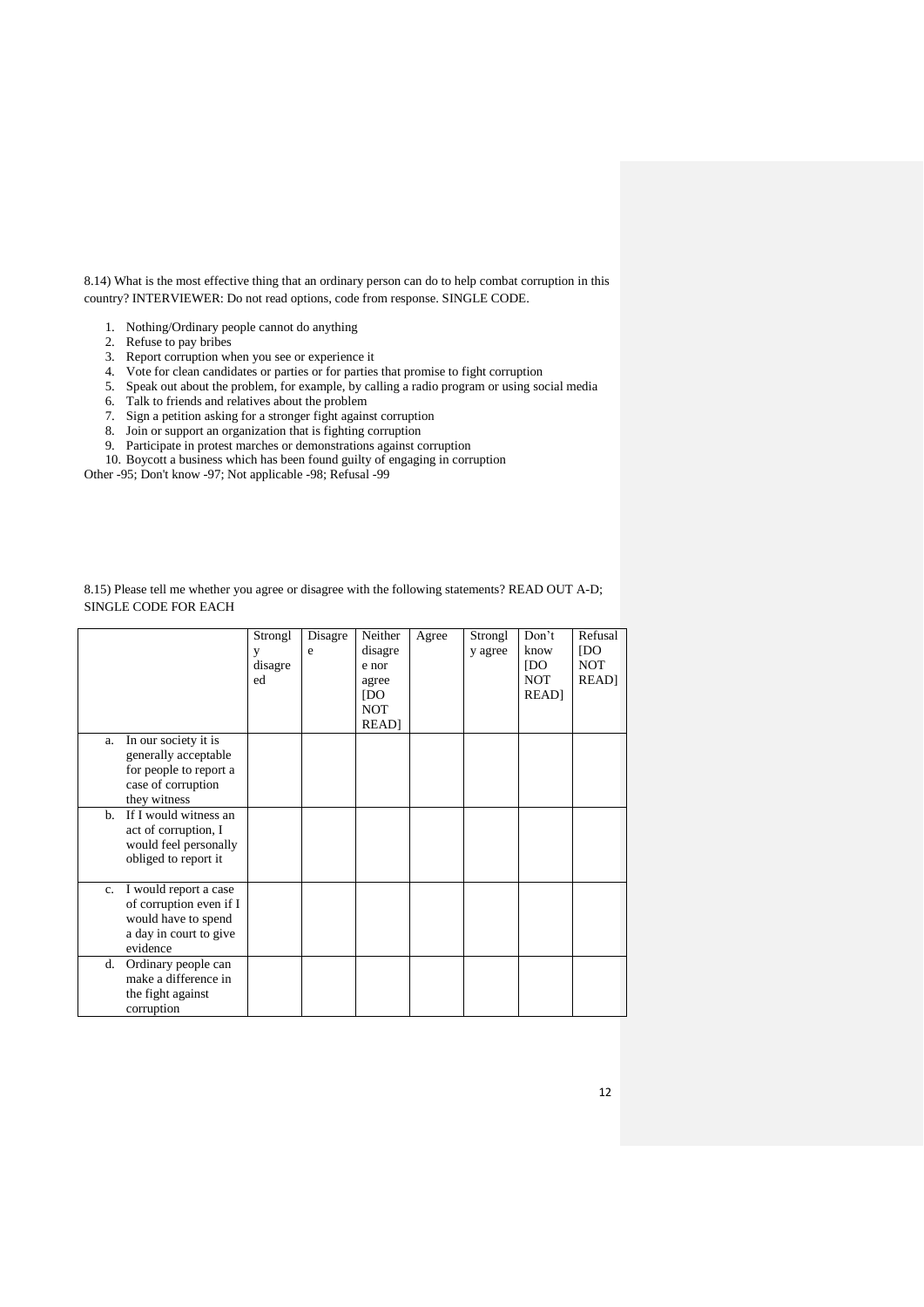8.14) What is the most effective thing that an ordinary person can do to help combat corruption in this country? INTERVIEWER: Do not read options, code from response. SINGLE CODE.

1. Nothing/Ordinary people cannot do anything
2. Refuse to pay bribes
3. Report corruption when you see or experience it
4. Vote for clean candidates or parties or for parties that promise to fight corruption
5. Speak out about the problem, for example, by calling a radio program or using social media
6. Talk to friends and relatives about the problem
7. Sign a petition asking for a stronger fight against corruption
8. Join or support an organization that is fighting corruption
9. Participate in protest marches or demonstrations against corruption
10. Boycott a business which has been found guilty of engaging in corruption

Other -95; Don't know -97; Not applicable -98; Refusal -99

8.15) Please tell me whether you agree or disagree with the following statements? READ OUT A-D; SINGLE CODE FOR EACH

| | Strongly disagreed | Disagree | Neither disagree nor agree [DO NOT READ] | Agree | Strongly agree | Don't know [DO NOT READ] | Refusal [DO NOT READ] |
|---|---|---|---|---|---|---|---|
| a. In our society it is generally acceptable for people to report a case of corruption they witness | | | | | | | |
| b. If I would witness an act of corruption, I would feel personally obliged to report it | | | | | | | |
| c. I would report a case of corruption even if I would have to spend a day in court to give evidence | | | | | | | |
| d. Ordinary people can make a difference in the fight against corruption | | | | | | | |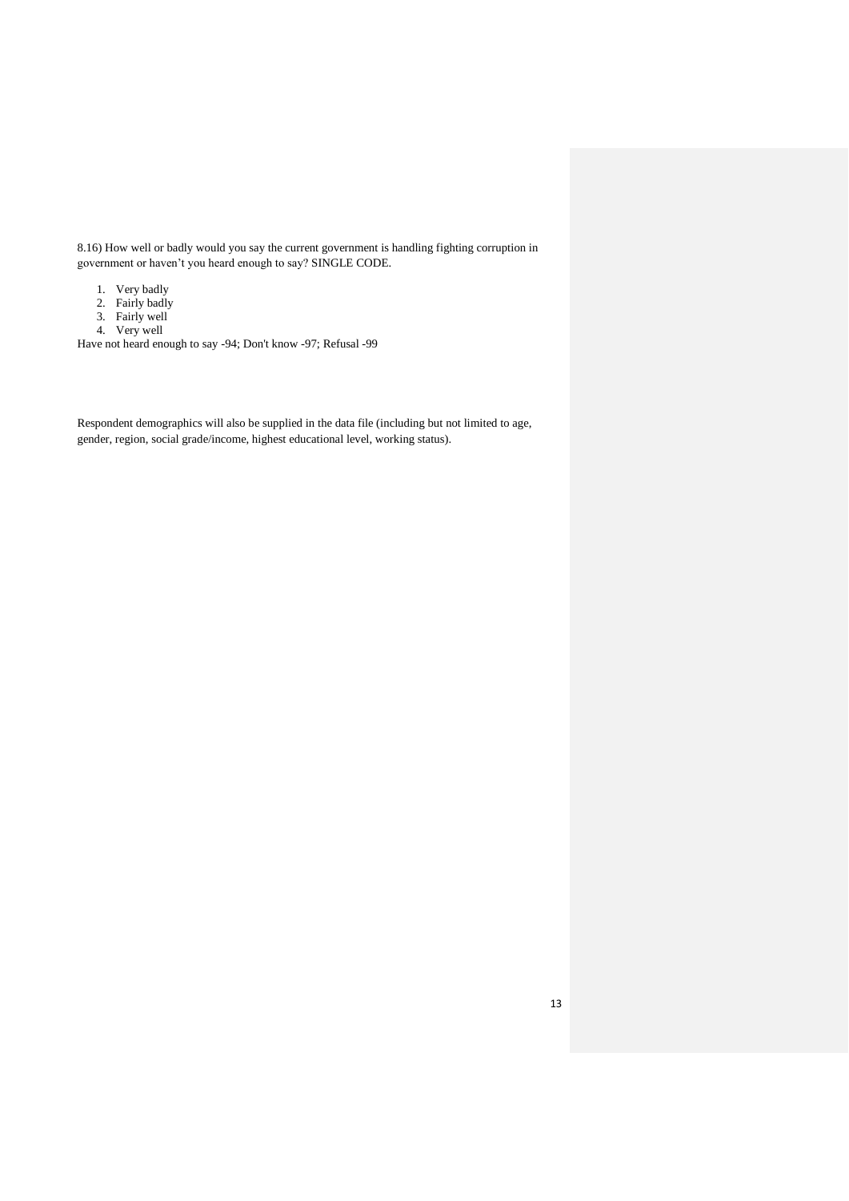8.16) How well or badly would you say the current government is handling fighting corruption in government or haven't you heard enough to say? SINGLE CODE.

1. Very badly
2. Fairly badly
3. Fairly well
4. Very well

Have not heard enough to say -94; Don't know -97; Refusal -99

Respondent demographics will also be supplied in the data file (including but not limited to age, gender, region, social grade/income, highest educational level, working status).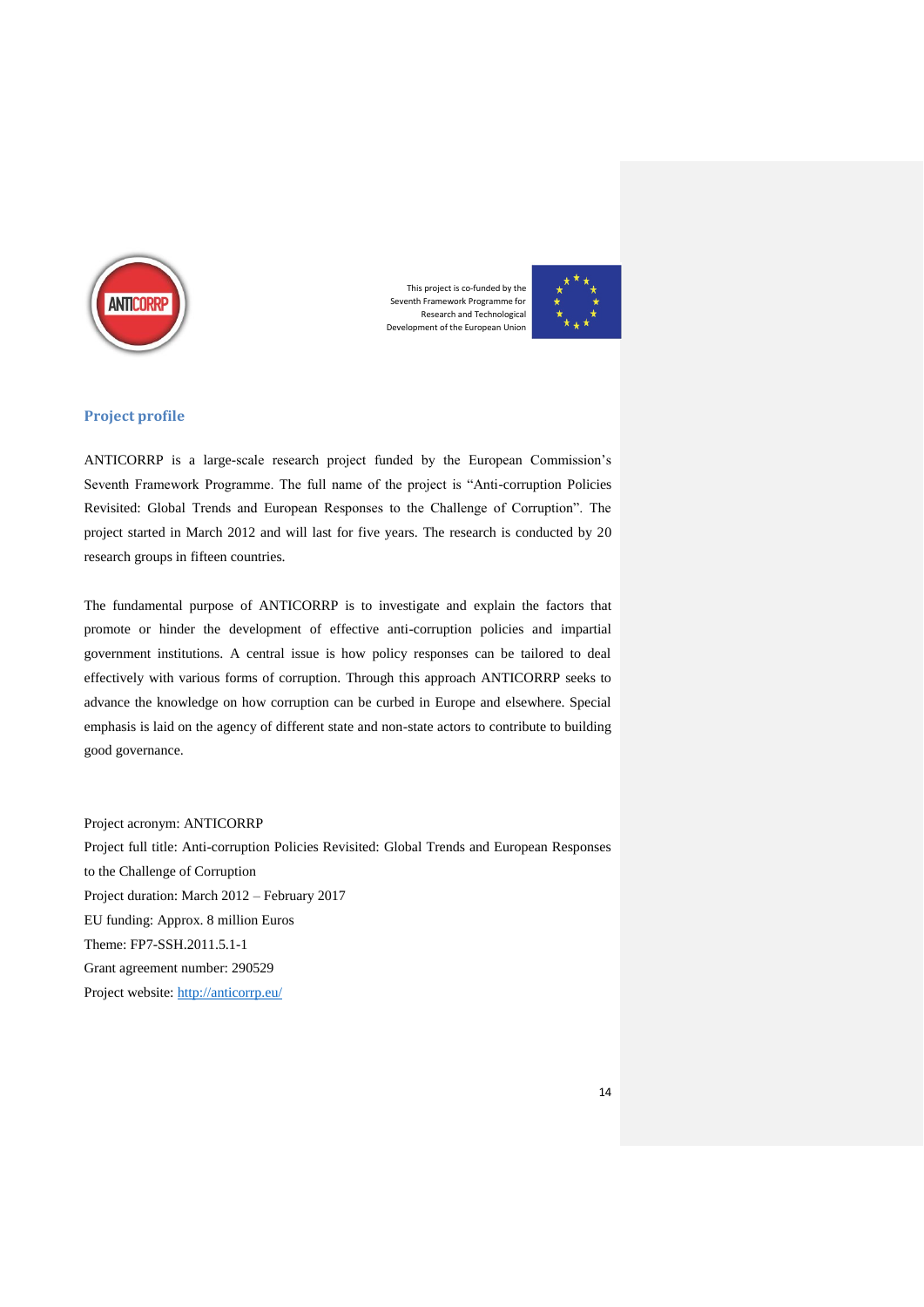This project is co-funded by the Seventh Framework Programme for Research and Technological Development of the European Union

## Project profile

ANTICORRP is a large-scale research project funded by the European Commission's Seventh Framework Programme. The full name of the project is "Anti-corruption Policies Revisited: Global Trends and European Responses to the Challenge of Corruption". The project started in March 2012 and will last for five years. The research is conducted by 20 research groups in fifteen countries.

The fundamental purpose of ANTICORRP is to investigate and explain the factors that promote or hinder the development of effective anti-corruption policies and impartial government institutions. A central issue is how policy responses can be tailored to deal effectively with various forms of corruption. Through this approach ANTICORRP seeks to advance the knowledge on how corruption can be curbed in Europe and elsewhere. Special emphasis is laid on the agency of different state and non-state actors to contribute to building good governance.

Project acronym: ANTICORRP
Project full title: Anti-corruption Policies Revisited: Global Trends and European Responses to the Challenge of Corruption
Project duration: March 2012 – February 2017
EU funding: Approx. 8 million Euros
Theme: FP7-SSH.2011.5.1-1
Grant agreement number: 290529
Project website: [http://anticorrp.eu/](http://anticorrp.eu/)